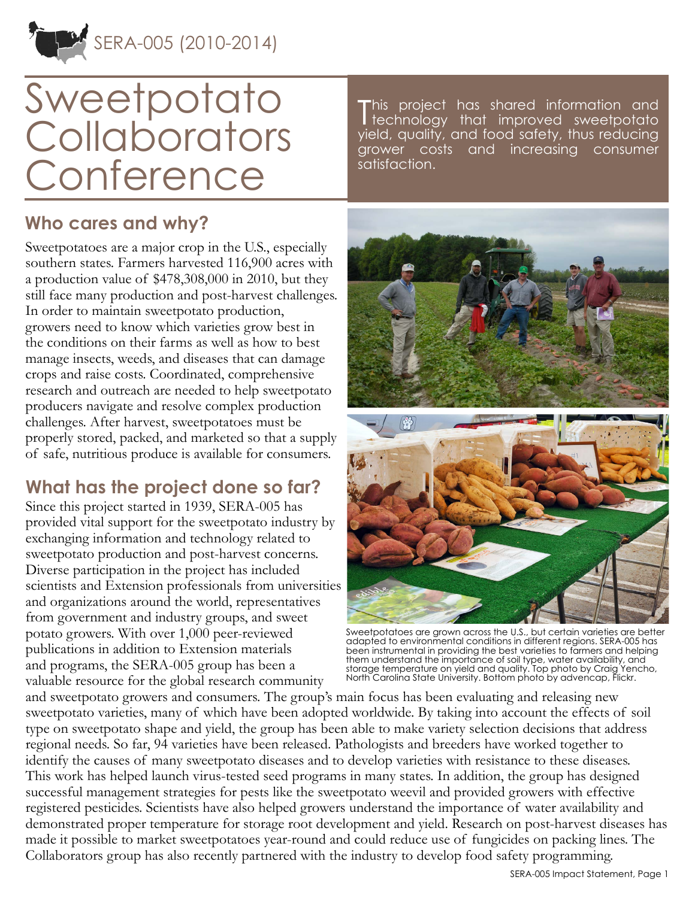SERA-005 (2010-2014)

# Sweetpotato Collaborators Conference

This project has shared information and technology that improved sweetpotato yield, quality, and food safety, thus reducing grower costs and increasing consumer satisfaction.

## Who cares and why?

Sweetpotatoes are a major crop in the U.S., especially southern states. Farmers harvested 116,900 acres with a production value of $478,308,000 in 2010, but they still face many production and post-harvest challenges. In order to maintain sweetpotato production, growers need to know which varieties grow best in the conditions on their farms as well as how to best manage insects, weeds, and diseases that can damage crops and raise costs. Coordinated, comprehensive research and outreach are needed to help sweetpotato producers navigate and resolve complex production challenges. After harvest, sweetpotatoes must be properly stored, packed, and marketed so that a supply of safe, nutritious produce is available for consumers.

## What has the project done so far?

Since this project started in 1939, SERA-005 has provided vital support for the sweetpotato industry by exchanging information and technology related to sweetpotato production and post-harvest concerns. Diverse participation in the project has included scientists and Extension professionals from universities and organizations around the world, representatives from government and industry groups, and sweet potato growers. With over 1,000 peer-reviewed publications in addition to Extension materials and programs, the SERA-005 group has been a valuable resource for the global research community and sweetpotato growers and consumers. The group's main focus has been evaluating and releasing new sweetpotato varieties, many of which have been adopted worldwide. By taking into account the effects of soil type on sweetpotato shape and yield, the group has been able to make variety selection decisions that address regional needs. So far, 94 varieties have been released. Pathologists and breeders have worked together to identify the causes of many sweetpotato diseases and to develop varieties with resistance to these diseases. This work has helped launch virus-tested seed programs in many states. In addition, the group has designed successful management strategies for pests like the sweetpotato weevil and provided growers with effective registered pesticides. Scientists have also helped growers understand the importance of water availability and demonstrated proper temperature for storage root development and yield. Research on post-harvest diseases has made it possible to market sweetpotatoes year-round and could reduce use of fungicides on packing lines. The Collaborators group has also recently partnered with the industry to develop food safety programming.

Sweetpotatoes are grown across the U.S., but certain varieties are better adapted to environmental conditions in different regions. SERA-005 has been instrumental in providing the best varieties to farmers and helping them understand the importance of soil type, water availability, and storage temperature on yield and quality. Top photo by Craig Yencho, North Carolina State University. Bottom photo by advencap, Flickr.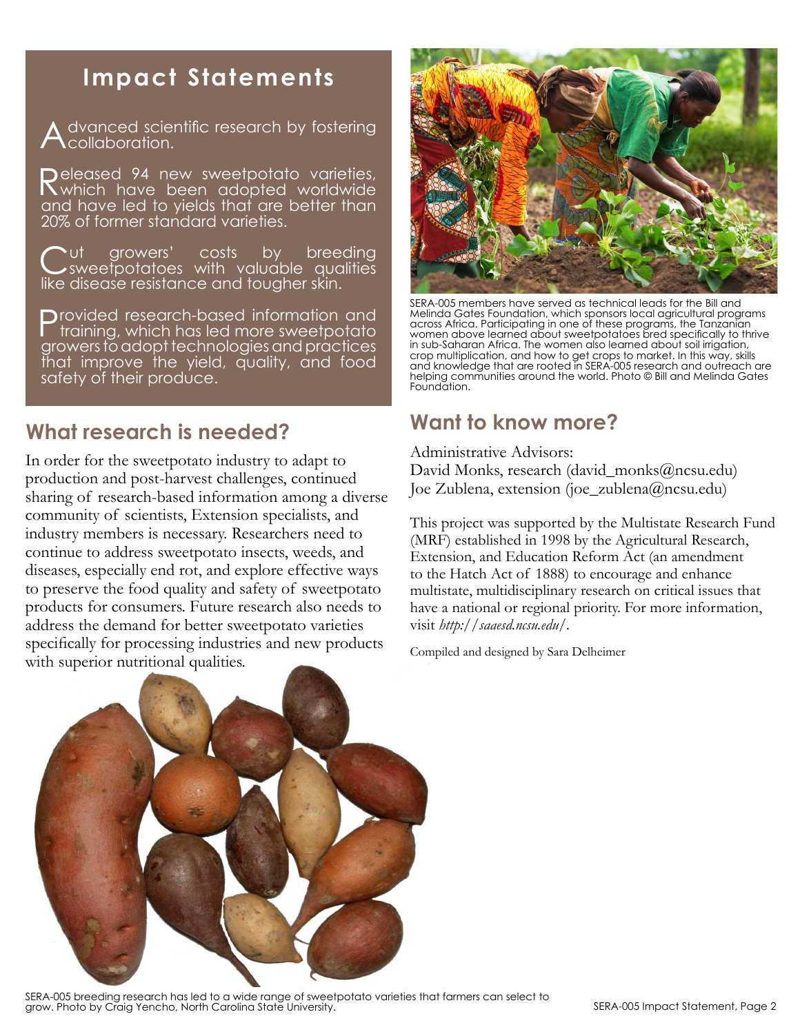## Impact Statements

Advanced scientific research by fostering collaboration.

Released 94 new sweetpotato varieties, which have been adopted worldwide and have led to yields that are better than 20% of former standard varieties.

Cut growers' costs by breeding sweetpotatoes with valuable qualities like disease resistance and tougher skin.

Provided research-based information and training, which has led more sweetpotato growers to adopt technologies and practices that improve the yield, quality, and food safety of their produce.

SERA-005 members have served as technical leads for the Bill and Melinda Gates Foundation, which sponsors local agricultural programs across Africa. Participating in one of these programs, the Tanzanian women above learned about sweetpotatoes bred specifically to thrive in sub-Saharan Africa. The women also learned about soil irrigation, crop multiplication, and how to get crops to market. In this way, skills and knowledge that are rooted in SERA-005 research and outreach are helping communities around the world. Photo © Bill and Melinda Gates Foundation.

## What research is needed?

In order for the sweetpotato industry to adapt to production and post-harvest challenges, continued sharing of research-based information among a diverse community of scientists, Extension specialists, and industry members is necessary. Researchers need to continue to address sweetpotato insects, weeds, and diseases, especially end rot, and explore effective ways to preserve the food quality and safety of sweetpotato products for consumers. Future research also needs to address the demand for better sweetpotato varieties specifically for processing industries and new products with superior nutritional qualities.

## Want to know more?

Administrative Advisors:
David Monks, research (david_monks@ncsu.edu)
Joe Zublena, extension (joe_zublena@ncsu.edu)

This project was supported by the Multistate Research Fund (MRF) established in 1998 by the Agricultural Research, Extension, and Education Reform Act (an amendment to the Hatch Act of 1888) to encourage and enhance multistate, multidisciplinary research on critical issues that have a national or regional priority. For more information, visit *http://saaesd.ncsu.edu/*.

Compiled and designed by Sara Delheimer

SERA-005 breeding research has led to a wide range of sweetpotato varieties that farmers can select to grow. Photo by Craig Yencho, North Carolina State University.